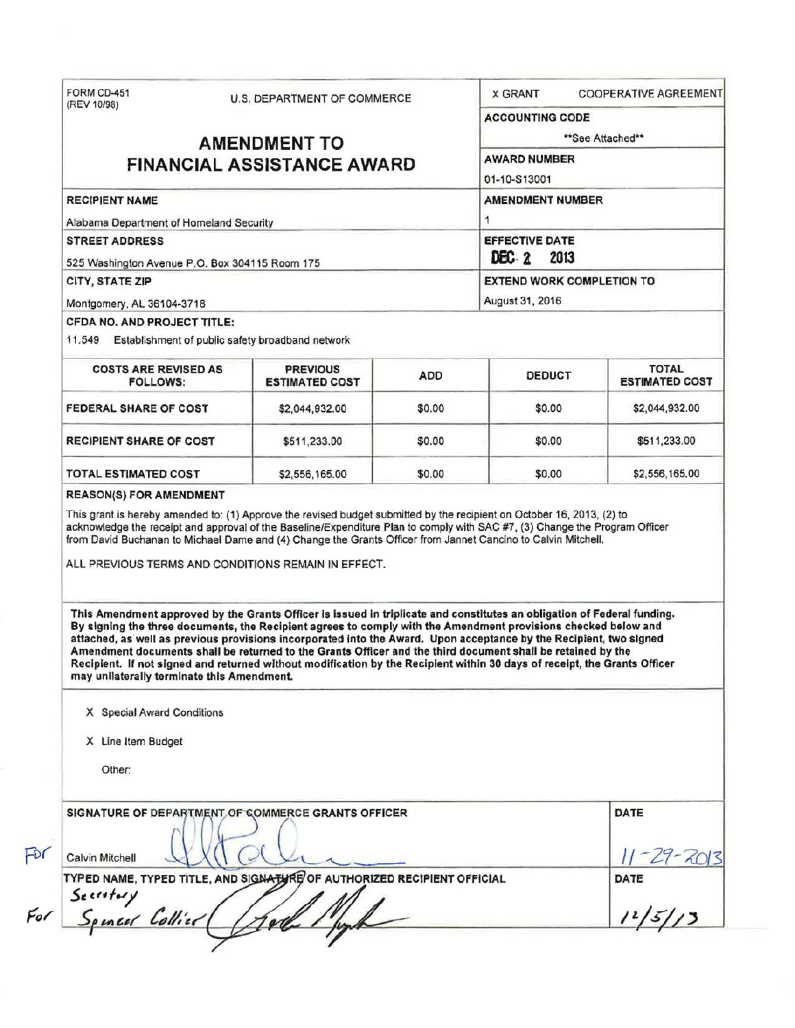FORM CD-451
(REV 10/98)

U.S. DEPARTMENT OF COMMERCE

# AMENDMENT TO FINANCIAL ASSISTANCE AWARD

X GRANT    COOPERATIVE AGREEMENT

**ACCOUNTING CODE**
**See Attached**

**AWARD NUMBER**
01-10-S13001

**RECIPIENT NAME**
Alabama Department of Homeland Security

**AMENDMENT NUMBER**
1

**STREET ADDRESS**
525 Washington Avenue P.O. Box 304115 Room 175

**EFFECTIVE DATE**
DEC 2 2013

**CITY, STATE ZIP**
Montgomery, AL 36104-3718

**EXTEND WORK COMPLETION TO**
August 31, 2016

**CFDA NO. AND PROJECT TITLE:**
11.549 Establishment of public safety broadband network

| COSTS ARE REVISED AS FOLLOWS: | PREVIOUS ESTIMATED COST | ADD | DEDUCT | TOTAL ESTIMATED COST |
|---|---|---|---|---|
| FEDERAL SHARE OF COST | $2,044,932.00 | $0.00 | $0.00 | $2,044,932.00 |
| RECIPIENT SHARE OF COST | $511,233.00 | $0.00 | $0.00 | $511,233.00 |
| TOTAL ESTIMATED COST | $2,556,165.00 | $0.00 | $0.00 | $2,556,165.00 |

**REASON(S) FOR AMENDMENT**

This grant is hereby amended to: (1) Approve the revised budget submitted by the recipient on October 16, 2013, (2) to acknowledge the receipt and approval of the Baseline/Expenditure Plan to comply with SAC #7, (3) Change the Program Officer from David Buchanan to Michael Dame and (4) Change the Grants Officer from Jannet Cancino to Calvin Mitchell.

ALL PREVIOUS TERMS AND CONDITIONS REMAIN IN EFFECT.

**This Amendment approved by the Grants Officer is issued in triplicate and constitutes an obligation of Federal funding. By signing the three documents, the Recipient agrees to comply with the Amendment provisions checked below and attached, as well as previous provisions incorporated into the Award. Upon acceptance by the Recipient, two signed Amendment documents shall be returned to the Grants Officer and the third document shall be retained by the Recipient. If not signed and returned without modification by the Recipient within 30 days of receipt, the Grants Officer may unilaterally terminate this Amendment.**

X Special Award Conditions

X Line Item Budget

Other:

**SIGNATURE OF DEPARTMENT OF COMMERCE GRANTS OFFICER**

For Calvin Mitchell

**DATE**
11-29-2013

**TYPED NAME, TYPED TITLE, AND SIGNATURE OF AUTHORIZED RECIPIENT OFFICIAL**

For Secretary Spencer Collier

**DATE**
12/5/13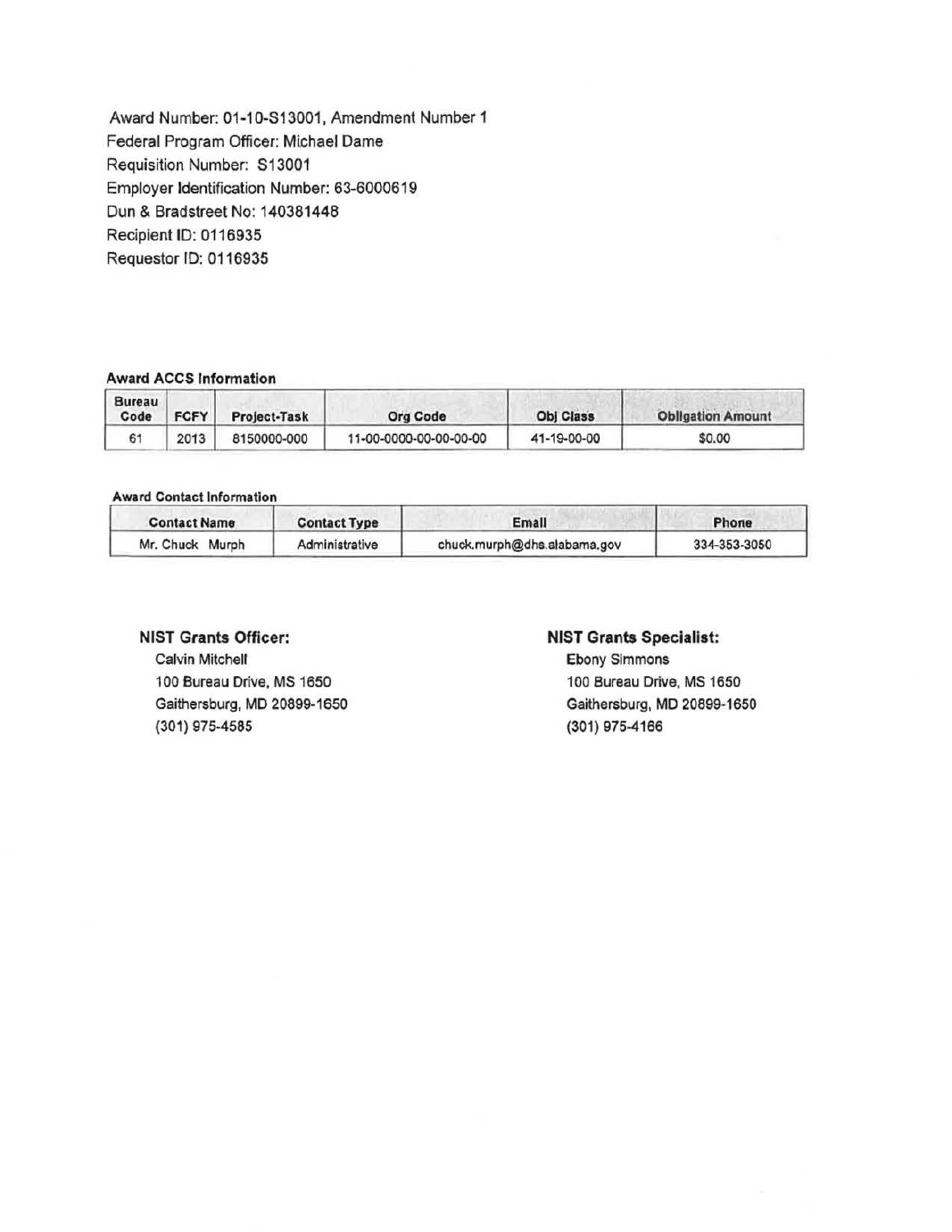Award Number: 01-10-S13001, Amendment Number 1
Federal Program Officer: Michael Dame
Requisition Number: S13001
Employer Identification Number: 63-6000619
Dun & Bradstreet No: 140381448
Recipient ID: 0116935
Requestor ID: 0116935

**Award ACCS Information**

| Bureau Code | FCFY | Project-Task | Org Code | Obj Class | Obligation Amount |
|---|---|---|---|---|---|
| 61 | 2013 | 8150000-000 | 11-00-0000-00-00-00-00 | 41-19-00-00 | $0.00 |

**Award Contact Information**

| Contact Name | Contact Type | Email | Phone |
|---|---|---|---|
| Mr. Chuck Murph | Administrative | chuck.murph@dhs.alabama.gov | 334-353-3050 |

**NIST Grants Officer:**
Calvin Mitchell
100 Bureau Drive, MS 1650
Gaithersburg, MD 20899-1650
(301) 975-4585

**NIST Grants Specialist:**
Ebony Simmons
100 Bureau Drive, MS 1650
Gaithersburg, MD 20899-1650
(301) 975-4166